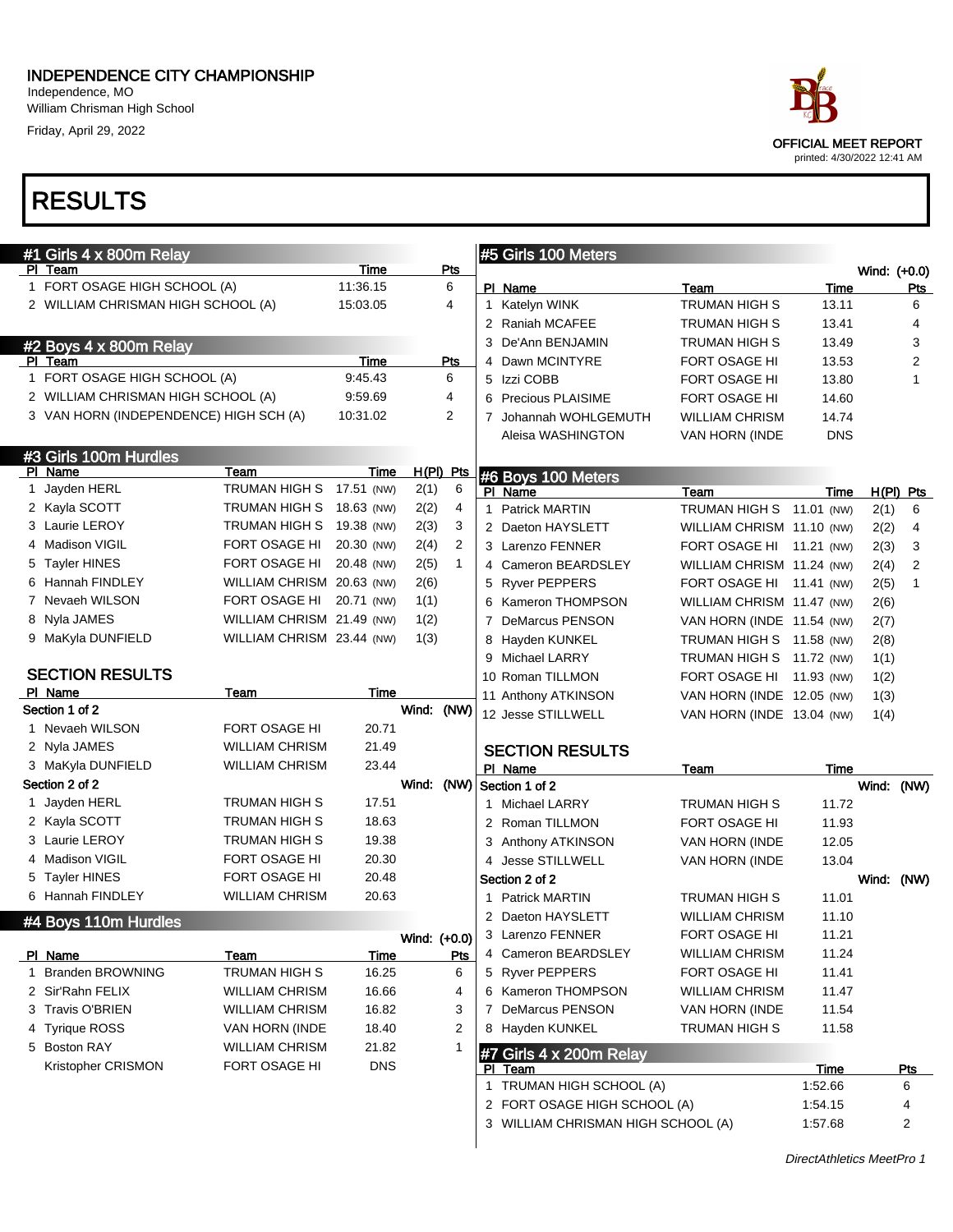INDEPENDENCE CITY CHAMPIONSHIP
Independence, MO
William Chrisman High School
Friday, April 29, 2022

OFFICIAL MEET REPORT
printed: 4/30/2022 12:41 AM

# RESULTS

## #1 Girls 4 x 800m Relay

| Pl | Team | Time | Pts |
|---|---|---|---|
| 1 | FORT OSAGE HIGH SCHOOL (A) | 11:36.15 | 6 |
| 2 | WILLIAM CHRISMAN HIGH SCHOOL (A) | 15:03.05 | 4 |

## #2 Boys 4 x 800m Relay

| Pl | Team | Time | Pts |
|---|---|---|---|
| 1 | FORT OSAGE HIGH SCHOOL (A) | 9:45.43 | 6 |
| 2 | WILLIAM CHRISMAN HIGH SCHOOL (A) | 9:59.69 | 4 |
| 3 | VAN HORN (INDEPENDENCE) HIGH SCH (A) | 10:31.02 | 2 |

## #3 Girls 100m Hurdles

| Pl | Name | Team | Time | H(Pl) | Pts |
|---|---|---|---|---|---|
| 1 | Jayden HERL | TRUMAN HIGH S | 17.51 (NW) | 2(1) | 6 |
| 2 | Kayla SCOTT | TRUMAN HIGH S | 18.63 (NW) | 2(2) | 4 |
| 3 | Laurie LEROY | TRUMAN HIGH S | 19.38 (NW) | 2(3) | 3 |
| 4 | Madison VIGIL | FORT OSAGE HI | 20.30 (NW) | 2(4) | 2 |
| 5 | Tayler HINES | FORT OSAGE HI | 20.48 (NW) | 2(5) | 1 |
| 6 | Hannah FINDLEY | WILLIAM CHRISM | 20.63 (NW) | 2(6) | |
| 7 | Nevaeh WILSON | FORT OSAGE HI | 20.71 (NW) | 1(1) | |
| 8 | Nyla JAMES | WILLIAM CHRISM | 21.49 (NW) | 1(2) | |
| 9 | MaKyla DUNFIELD | WILLIAM CHRISM | 23.44 (NW) | 1(3) | |

### SECTION RESULTS

| Pl | Name | Team | Time |
|---|---|---|---|
| **Section 1 of 2** | | | Wind: (NW) |
| 1 | Nevaeh WILSON | FORT OSAGE HI | 20.71 |
| 2 | Nyla JAMES | WILLIAM CHRISM | 21.49 |
| 3 | MaKyla DUNFIELD | WILLIAM CHRISM | 23.44 |
| **Section 2 of 2** | | | Wind: (NW) |
| 1 | Jayden HERL | TRUMAN HIGH S | 17.51 |
| 2 | Kayla SCOTT | TRUMAN HIGH S | 18.63 |
| 3 | Laurie LEROY | TRUMAN HIGH S | 19.38 |
| 4 | Madison VIGIL | FORT OSAGE HI | 20.30 |
| 5 | Tayler HINES | FORT OSAGE HI | 20.48 |
| 6 | Hannah FINDLEY | WILLIAM CHRISM | 20.63 |

## #4 Boys 110m Hurdles

Wind: (+0.0)

| Pl | Name | Team | Time | Pts |
|---|---|---|---|---|
| 1 | Branden BROWNING | TRUMAN HIGH S | 16.25 | 6 |
| 2 | Sir'Rahn FELIX | WILLIAM CHRISM | 16.66 | 4 |
| 3 | Travis O'BRIEN | WILLIAM CHRISM | 16.82 | 3 |
| 4 | Tyrique ROSS | VAN HORN (INDE | 18.40 | 2 |
| 5 | Boston RAY | WILLIAM CHRISM | 21.82 | 1 |
| | Kristopher CRISMON | FORT OSAGE HI | DNS | |

## #5 Girls 100 Meters

Wind: (+0.0)

| Pl | Name | Team | Time | Pts |
|---|---|---|---|---|
| 1 | Katelyn WINK | TRUMAN HIGH S | 13.11 | 6 |
| 2 | Raniah MCAFEE | TRUMAN HIGH S | 13.41 | 4 |
| 3 | De'Ann BENJAMIN | TRUMAN HIGH S | 13.49 | 3 |
| 4 | Dawn MCINTYRE | FORT OSAGE HI | 13.53 | 2 |
| 5 | Izzi COBB | FORT OSAGE HI | 13.80 | 1 |
| 6 | Precious PLAISIME | FORT OSAGE HI | 14.60 | |
| 7 | Johannah WOHLGEMUTH | WILLIAM CHRISM | 14.74 | |
| | Aleisa WASHINGTON | VAN HORN (INDE | DNS | |

## #6 Boys 100 Meters

| Pl | Name | Team | Time | H(Pl) | Pts |
|---|---|---|---|---|---|
| 1 | Patrick MARTIN | TRUMAN HIGH S | 11.01 (NW) | 2(1) | 6 |
| 2 | Daeton HAYSLETT | WILLIAM CHRISM | 11.10 (NW) | 2(2) | 4 |
| 3 | Larenzo FENNER | FORT OSAGE HI | 11.21 (NW) | 2(3) | 3 |
| 4 | Cameron BEARDSLEY | WILLIAM CHRISM | 11.24 (NW) | 2(4) | 2 |
| 5 | Ryver PEPPERS | FORT OSAGE HI | 11.41 (NW) | 2(5) | 1 |
| 6 | Kameron THOMPSON | WILLIAM CHRISM | 11.47 (NW) | 2(6) | |
| 7 | DeMarcus PENSON | VAN HORN (INDE | 11.54 (NW) | 2(7) | |
| 8 | Hayden KUNKEL | TRUMAN HIGH S | 11.58 (NW) | 2(8) | |
| 9 | Michael LARRY | TRUMAN HIGH S | 11.72 (NW) | 1(1) | |
| 10 | Roman TILLMON | FORT OSAGE HI | 11.93 (NW) | 1(2) | |
| 11 | Anthony ATKINSON | VAN HORN (INDE | 12.05 (NW) | 1(3) | |
| 12 | Jesse STILLWELL | VAN HORN (INDE | 13.04 (NW) | 1(4) | |

### SECTION RESULTS

| Pl | Name | Team | Time |
|---|---|---|---|
| **Section 1 of 2** | | | Wind: (NW) |
| 1 | Michael LARRY | TRUMAN HIGH S | 11.72 |
| 2 | Roman TILLMON | FORT OSAGE HI | 11.93 |
| 3 | Anthony ATKINSON | VAN HORN (INDE | 12.05 |
| 4 | Jesse STILLWELL | VAN HORN (INDE | 13.04 |
| **Section 2 of 2** | | | Wind: (NW) |
| 1 | Patrick MARTIN | TRUMAN HIGH S | 11.01 |
| 2 | Daeton HAYSLETT | WILLIAM CHRISM | 11.10 |
| 3 | Larenzo FENNER | FORT OSAGE HI | 11.21 |
| 4 | Cameron BEARDSLEY | WILLIAM CHRISM | 11.24 |
| 5 | Ryver PEPPERS | FORT OSAGE HI | 11.41 |
| 6 | Kameron THOMPSON | WILLIAM CHRISM | 11.47 |
| 7 | DeMarcus PENSON | VAN HORN (INDE | 11.54 |
| 8 | Hayden KUNKEL | TRUMAN HIGH S | 11.58 |

## #7 Girls 4 x 200m Relay

| Pl | Team | Time | Pts |
|---|---|---|---|
| 1 | TRUMAN HIGH SCHOOL (A) | 1:52.66 | 6 |
| 2 | FORT OSAGE HIGH SCHOOL (A) | 1:54.15 | 4 |
| 3 | WILLIAM CHRISMAN HIGH SCHOOL (A) | 1:57.68 | 2 |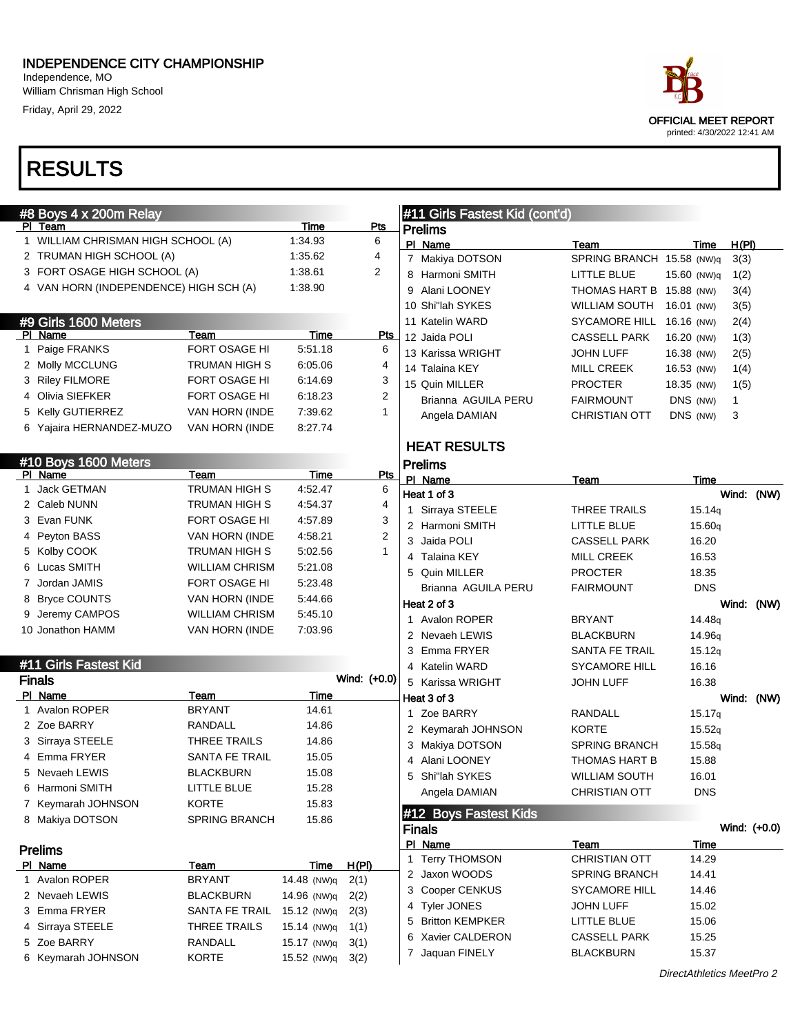INDEPENDENCE CITY CHAMPIONSHIP
Independence, MO
William Chrisman High School
Friday, April 29, 2022

OFFICIAL MEET REPORT
printed: 4/30/2022 12:41 AM

# RESULTS

## #8 Boys 4 x 200m Relay

| Pl | Team | Time | Pts |
|---|---|---|---|
| 1 | WILLIAM CHRISMAN HIGH SCHOOL (A) | 1:34.93 | 6 |
| 2 | TRUMAN HIGH SCHOOL (A) | 1:35.62 | 4 |
| 3 | FORT OSAGE HIGH SCHOOL (A) | 1:38.61 | 2 |
| 4 | VAN HORN (INDEPENDENCE) HIGH SCH (A) | 1:38.90 | |

## #9 Girls 1600 Meters

| Pl | Name | Team | Time | Pts |
|---|---|---|---|---|
| 1 | Paige FRANKS | FORT OSAGE HI | 5:51.18 | 6 |
| 2 | Molly MCCLUNG | TRUMAN HIGH S | 6:05.06 | 4 |
| 3 | Riley FILMORE | FORT OSAGE HI | 6:14.69 | 3 |
| 4 | Olivia SIEFKER | FORT OSAGE HI | 6:18.23 | 2 |
| 5 | Kelly GUTIERREZ | VAN HORN (INDE | 7:39.62 | 1 |
| 6 | Yajaira HERNANDEZ-MUZO | VAN HORN (INDE | 8:27.74 | |

## #10 Boys 1600 Meters

| Pl | Name | Team | Time | Pts |
|---|---|---|---|---|
| 1 | Jack GETMAN | TRUMAN HIGH S | 4:52.47 | 6 |
| 2 | Caleb NUNN | TRUMAN HIGH S | 4:54.37 | 4 |
| 3 | Evan FUNK | FORT OSAGE HI | 4:57.89 | 3 |
| 4 | Peyton BASS | VAN HORN (INDE | 4:58.21 | 2 |
| 5 | Kolby COOK | TRUMAN HIGH S | 5:02.56 | 1 |
| 6 | Lucas SMITH | WILLIAM CHRISM | 5:21.08 | |
| 7 | Jordan JAMIS | FORT OSAGE HI | 5:23.48 | |
| 8 | Bryce COUNTS | VAN HORN (INDE | 5:44.66 | |
| 9 | Jeremy CAMPOS | WILLIAM CHRISM | 5:45.10 | |
| 10 | Jonathon HAMM | VAN HORN (INDE | 7:03.96 | |

## #11 Girls Fastest Kid

### Finals

Wind: (+0.0)

| Pl | Name | Team | Time |
|---|---|---|---|
| 1 | Avalon ROPER | BRYANT | 14.61 |
| 2 | Zoe BARRY | RANDALL | 14.86 |
| 3 | Sirraya STEELE | THREE TRAILS | 14.86 |
| 4 | Emma FRYER | SANTA FE TRAIL | 15.05 |
| 5 | Nevaeh LEWIS | BLACKBURN | 15.08 |
| 6 | Harmoni SMITH | LITTLE BLUE | 15.28 |
| 7 | Keymarah JOHNSON | KORTE | 15.83 |
| 8 | Makiya DOTSON | SPRING BRANCH | 15.86 |

### Prelims

| Pl | Name | Team | Time | H(Pl) |
|---|---|---|---|---|
| 1 | Avalon ROPER | BRYANT | 14.48 (NW)q | 2(1) |
| 2 | Nevaeh LEWIS | BLACKBURN | 14.96 (NW)q | 2(2) |
| 3 | Emma FRYER | SANTA FE TRAIL | 15.12 (NW)q | 2(3) |
| 4 | Sirraya STEELE | THREE TRAILS | 15.14 (NW)q | 1(1) |
| 5 | Zoe BARRY | RANDALL | 15.17 (NW)q | 3(1) |
| 6 | Keymarah JOHNSON | KORTE | 15.52 (NW)q | 3(2) |
| 7 | Makiya DOTSON | SPRING BRANCH | 15.58 (NW)q | 3(3) |
| 8 | Harmoni SMITH | LITTLE BLUE | 15.60 (NW)q | 1(2) |
| 9 | Alani LOONEY | THOMAS HART B | 15.88 (NW) | 3(4) |
| 10 | Shi"lah SYKES | WILLIAM SOUTH | 16.01 (NW) | 3(5) |
| 11 | Katelin WARD | SYCAMORE HILL | 16.16 (NW) | 2(4) |
| 12 | Jaida POLI | CASSELL PARK | 16.20 (NW) | 1(3) |
| 13 | Karissa WRIGHT | JOHN LUFF | 16.38 (NW) | 2(5) |
| 14 | Talaina KEY | MILL CREEK | 16.53 (NW) | 1(4) |
| 15 | Quin MILLER | PROCTER | 18.35 (NW) | 1(5) |
| | Brianna AGUILA PERU | FAIRMOUNT | DNS (NW) | 1 |
| | Angela DAMIAN | CHRISTIAN OTT | DNS (NW) | 3 |

### HEAT RESULTS

### Prelims

| Pl | Name | Team | Time |
|---|---|---|---|
| **Heat 1 of 3** | | | Wind: (NW) |
| 1 | Sirraya STEELE | THREE TRAILS | 15.14q |
| 2 | Harmoni SMITH | LITTLE BLUE | 15.60q |
| 3 | Jaida POLI | CASSELL PARK | 16.20 |
| 4 | Talaina KEY | MILL CREEK | 16.53 |
| 5 | Quin MILLER | PROCTER | 18.35 |
| | Brianna AGUILA PERU | FAIRMOUNT | DNS |
| **Heat 2 of 3** | | | Wind: (NW) |
| 1 | Avalon ROPER | BRYANT | 14.48q |
| 2 | Nevaeh LEWIS | BLACKBURN | 14.96q |
| 3 | Emma FRYER | SANTA FE TRAIL | 15.12q |
| 4 | Katelin WARD | SYCAMORE HILL | 16.16 |
| 5 | Karissa WRIGHT | JOHN LUFF | 16.38 |
| **Heat 3 of 3** | | | Wind: (NW) |
| 1 | Zoe BARRY | RANDALL | 15.17q |
| 2 | Keymarah JOHNSON | KORTE | 15.52q |
| 3 | Makiya DOTSON | SPRING BRANCH | 15.58q |
| 4 | Alani LOONEY | THOMAS HART B | 15.88 |
| 5 | Shi"lah SYKES | WILLIAM SOUTH | 16.01 |
| | Angela DAMIAN | CHRISTIAN OTT | DNS |

## #12 Boys Fastest Kids

### Finals

Wind: (+0.0)

| Pl | Name | Team | Time |
|---|---|---|---|
| 1 | Terry THOMSON | CHRISTIAN OTT | 14.29 |
| 2 | Jaxon WOODS | SPRING BRANCH | 14.41 |
| 3 | Cooper CENKUS | SYCAMORE HILL | 14.46 |
| 4 | Tyler JONES | JOHN LUFF | 15.02 |
| 5 | Britton KEMPKER | LITTLE BLUE | 15.06 |
| 6 | Xavier CALDERON | CASSELL PARK | 15.25 |
| 7 | Jaquan FINELY | BLACKBURN | 15.37 |

*DirectAthletics MeetPro 2*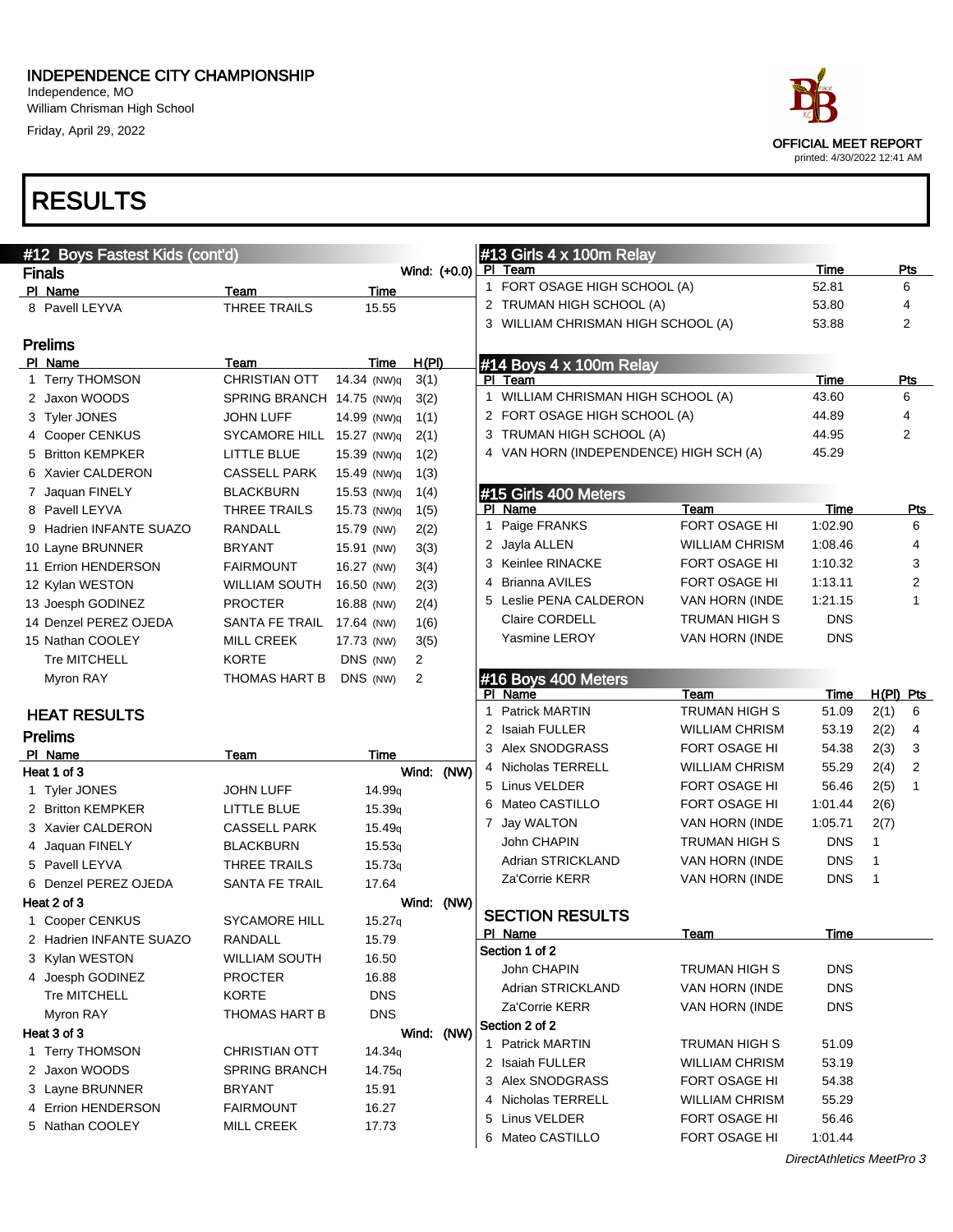# INDEPENDENCE CITY CHAMPIONSHIP

Independence, MO
William Chrisman High School
Friday, April 29, 2022

OFFICIAL MEET REPORT
printed: 4/30/2022 12:41 AM

# RESULTS

## #12 Boys Fastest Kids (cont'd)

### Finals

Wind: (+0.0)

| Pl | Name | Team | Time |
|---|---|---|---|
| 8 | Pavell LEYVA | THREE TRAILS | 15.55 |

### Prelims

| Pl | Name | Team | Time | H(Pl) |
|---|---|---|---|---|
| 1 | Terry THOMSON | CHRISTIAN OTT | 14.34 (NW)q | 3(1) |
| 2 | Jaxon WOODS | SPRING BRANCH | 14.75 (NW)q | 3(2) |
| 3 | Tyler JONES | JOHN LUFF | 14.99 (NW)q | 1(1) |
| 4 | Cooper CENKUS | SYCAMORE HILL | 15.27 (NW)q | 2(1) |
| 5 | Britton KEMPKER | LITTLE BLUE | 15.39 (NW)q | 1(2) |
| 6 | Xavier CALDERON | CASSELL PARK | 15.49 (NW)q | 1(3) |
| 7 | Jaquan FINELY | BLACKBURN | 15.53 (NW)q | 1(4) |
| 8 | Pavell LEYVA | THREE TRAILS | 15.73 (NW)q | 1(5) |
| 9 | Hadrien INFANTE SUAZO | RANDALL | 15.79 (NW) | 2(2) |
| 10 | Layne BRUNNER | BRYANT | 15.91 (NW) | 3(3) |
| 11 | Errion HENDERSON | FAIRMOUNT | 16.27 (NW) | 3(4) |
| 12 | Kylan WESTON | WILLIAM SOUTH | 16.50 (NW) | 2(3) |
| 13 | Joesph GODINEZ | PROCTER | 16.88 (NW) | 2(4) |
| 14 | Denzel PEREZ OJEDA | SANTA FE TRAIL | 17.64 (NW) | 1(6) |
| 15 | Nathan COOLEY | MILL CREEK | 17.73 (NW) | 3(5) |
| | Tre MITCHELL | KORTE | DNS (NW) | 2 |
| | Myron RAY | THOMAS HART B | DNS (NW) | 2 |

### HEAT RESULTS

#### Prelims

| Pl | Name | Team | Time |
|---|---|---|---|
| **Heat 1 of 3** | | | Wind: (NW) |
| 1 | Tyler JONES | JOHN LUFF | 14.99q |
| 2 | Britton KEMPKER | LITTLE BLUE | 15.39q |
| 3 | Xavier CALDERON | CASSELL PARK | 15.49q |
| 4 | Jaquan FINELY | BLACKBURN | 15.53q |
| 5 | Pavell LEYVA | THREE TRAILS | 15.73q |
| 6 | Denzel PEREZ OJEDA | SANTA FE TRAIL | 17.64 |
| **Heat 2 of 3** | | | Wind: (NW) |
| 1 | Cooper CENKUS | SYCAMORE HILL | 15.27q |
| 2 | Hadrien INFANTE SUAZO | RANDALL | 15.79 |
| 3 | Kylan WESTON | WILLIAM SOUTH | 16.50 |
| 4 | Joesph GODINEZ | PROCTER | 16.88 |
| | Tre MITCHELL | KORTE | DNS |
| | Myron RAY | THOMAS HART B | DNS |
| **Heat 3 of 3** | | | Wind: (NW) |
| 1 | Terry THOMSON | CHRISTIAN OTT | 14.34q |
| 2 | Jaxon WOODS | SPRING BRANCH | 14.75q |
| 3 | Layne BRUNNER | BRYANT | 15.91 |
| 4 | Errion HENDERSON | FAIRMOUNT | 16.27 |
| 5 | Nathan COOLEY | MILL CREEK | 17.73 |

## #13 Girls 4 x 100m Relay

| Pl | Team | Time | Pts |
|---|---|---|---|
| 1 | FORT OSAGE HIGH SCHOOL (A) | 52.81 | 6 |
| 2 | TRUMAN HIGH SCHOOL (A) | 53.80 | 4 |
| 3 | WILLIAM CHRISMAN HIGH SCHOOL (A) | 53.88 | 2 |

## #14 Boys 4 x 100m Relay

| Pl | Team | Time | Pts |
|---|---|---|---|
| 1 | WILLIAM CHRISMAN HIGH SCHOOL (A) | 43.60 | 6 |
| 2 | FORT OSAGE HIGH SCHOOL (A) | 44.89 | 4 |
| 3 | TRUMAN HIGH SCHOOL (A) | 44.95 | 2 |
| 4 | VAN HORN (INDEPENDENCE) HIGH SCH (A) | 45.29 | |

## #15 Girls 400 Meters

| Pl | Name | Team | Time | Pts |
|---|---|---|---|---|
| 1 | Paige FRANKS | FORT OSAGE HI | 1:02.90 | 6 |
| 2 | Jayla ALLEN | WILLIAM CHRISM | 1:08.46 | 4 |
| 3 | Keinlee RINACKE | FORT OSAGE HI | 1:10.32 | 3 |
| 4 | Brianna AVILES | FORT OSAGE HI | 1:13.11 | 2 |
| 5 | Leslie PENA CALDERON | VAN HORN (INDE | 1:21.15 | 1 |
| | Claire CORDELL | TRUMAN HIGH S | DNS | |
| | Yasmine LEROY | VAN HORN (INDE | DNS | |

## #16 Boys 400 Meters

| Pl | Name | Team | Time | H(Pl) | Pts |
|---|---|---|---|---|---|
| 1 | Patrick MARTIN | TRUMAN HIGH S | 51.09 | 2(1) | 6 |
| 2 | Isaiah FULLER | WILLIAM CHRISM | 53.19 | 2(2) | 4 |
| 3 | Alex SNODGRASS | FORT OSAGE HI | 54.38 | 2(3) | 3 |
| 4 | Nicholas TERRELL | WILLIAM CHRISM | 55.29 | 2(4) | 2 |
| 5 | Linus VELDER | FORT OSAGE HI | 56.46 | 2(5) | 1 |
| 6 | Mateo CASTILLO | FORT OSAGE HI | 1:01.44 | 2(6) | |
| 7 | Jay WALTON | VAN HORN (INDE | 1:05.71 | 2(7) | |
| | John CHAPIN | TRUMAN HIGH S | DNS | 1 | |
| | Adrian STRICKLAND | VAN HORN (INDE | DNS | 1 | |
| | Za'Corrie KERR | VAN HORN (INDE | DNS | 1 | |

### SECTION RESULTS

| Pl | Name | Team | Time |
|---|---|---|---|
| **Section 1 of 2** | | | |
| | John CHAPIN | TRUMAN HIGH S | DNS |
| | Adrian STRICKLAND | VAN HORN (INDE | DNS |
| | Za'Corrie KERR | VAN HORN (INDE | DNS |
| **Section 2 of 2** | | | |
| 1 | Patrick MARTIN | TRUMAN HIGH S | 51.09 |
| 2 | Isaiah FULLER | WILLIAM CHRISM | 53.19 |
| 3 | Alex SNODGRASS | FORT OSAGE HI | 54.38 |
| 4 | Nicholas TERRELL | WILLIAM CHRISM | 55.29 |
| 5 | Linus VELDER | FORT OSAGE HI | 56.46 |
| 6 | Mateo CASTILLO | FORT OSAGE HI | 1:01.44 |

*DirectAthletics MeetPro 3*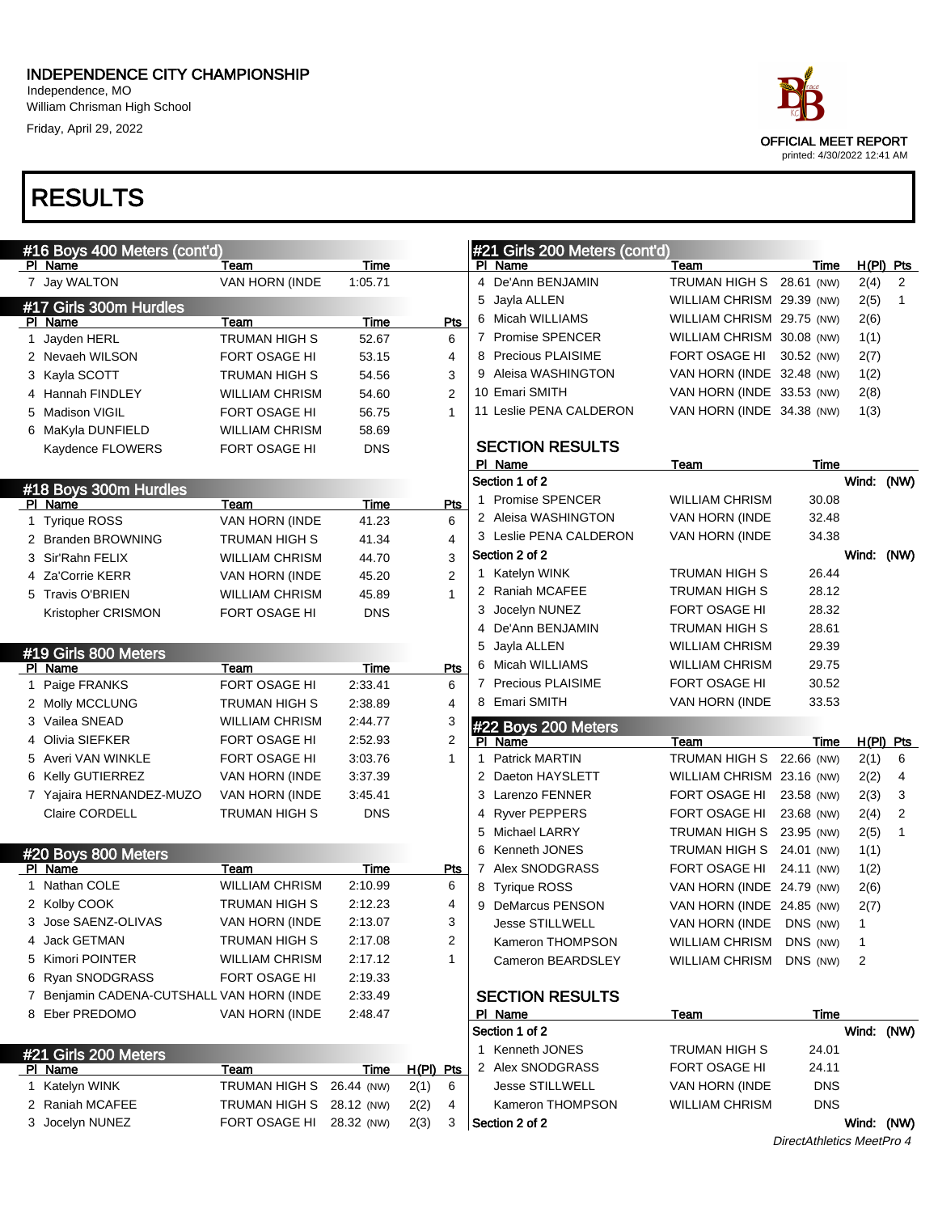INDEPENDENCE CITY CHAMPIONSHIP
Independence, MO
William Chrisman High School
Friday, April 29, 2022

OFFICIAL MEET REPORT
printed: 4/30/2022 12:41 AM

# RESULTS

## #16 Boys 400 Meters (cont'd)

| Pl | Name | Team | Time |
|---|---|---|---|
| 7 | Jay WALTON | VAN HORN (INDE | 1:05.71 |

## #17 Girls 300m Hurdles

| Pl | Name | Team | Time | Pts |
|---|---|---|---|---|
| 1 | Jayden HERL | TRUMAN HIGH S | 52.67 | 6 |
| 2 | Nevaeh WILSON | FORT OSAGE HI | 53.15 | 4 |
| 3 | Kayla SCOTT | TRUMAN HIGH S | 54.56 | 3 |
| 4 | Hannah FINDLEY | WILLIAM CHRISM | 54.60 | 2 |
| 5 | Madison VIGIL | FORT OSAGE HI | 56.75 | 1 |
| 6 | MaKyla DUNFIELD | WILLIAM CHRISM | 58.69 | |
| | Kaydence FLOWERS | FORT OSAGE HI | DNS | |

## #18 Boys 300m Hurdles

| Pl | Name | Team | Time | Pts |
|---|---|---|---|---|
| 1 | Tyrique ROSS | VAN HORN (INDE | 41.23 | 6 |
| 2 | Branden BROWNING | TRUMAN HIGH S | 41.34 | 4 |
| 3 | Sir'Rahn FELIX | WILLIAM CHRISM | 44.70 | 3 |
| 4 | Za'Corrie KERR | VAN HORN (INDE | 45.20 | 2 |
| 5 | Travis O'BRIEN | WILLIAM CHRISM | 45.89 | 1 |
| | Kristopher CRISMON | FORT OSAGE HI | DNS | |

## #19 Girls 800 Meters

| Pl | Name | Team | Time | Pts |
|---|---|---|---|---|
| 1 | Paige FRANKS | FORT OSAGE HI | 2:33.41 | 6 |
| 2 | Molly MCCLUNG | TRUMAN HIGH S | 2:38.89 | 4 |
| 3 | Vailea SNEAD | WILLIAM CHRISM | 2:44.77 | 3 |
| 4 | Olivia SIEFKER | FORT OSAGE HI | 2:52.93 | 2 |
| 5 | Averi VAN WINKLE | FORT OSAGE HI | 3:03.76 | 1 |
| 6 | Kelly GUTIERREZ | VAN HORN (INDE | 3:37.39 | |
| 7 | Yajaira HERNANDEZ-MUZO | VAN HORN (INDE | 3:45.41 | |
| | Claire CORDELL | TRUMAN HIGH S | DNS | |

## #20 Boys 800 Meters

| Pl | Name | Team | Time | Pts |
|---|---|---|---|---|
| 1 | Nathan COLE | WILLIAM CHRISM | 2:10.99 | 6 |
| 2 | Kolby COOK | TRUMAN HIGH S | 2:12.23 | 4 |
| 3 | Jose SAENZ-OLIVAS | VAN HORN (INDE | 2:13.07 | 3 |
| 4 | Jack GETMAN | TRUMAN HIGH S | 2:17.08 | 2 |
| 5 | Kimori POINTER | WILLIAM CHRISM | 2:17.12 | 1 |
| 6 | Ryan SNODGRASS | FORT OSAGE HI | 2:19.33 | |
| 7 | Benjamin CADENA-CUTSHALL | VAN HORN (INDE | 2:33.49 | |
| 8 | Eber PREDOMO | VAN HORN (INDE | 2:48.47 | |

## #21 Girls 200 Meters

| Pl | Name | Team | Time | H(Pl) | Pts |
|---|---|---|---|---|---|
| 1 | Katelyn WINK | TRUMAN HIGH S | 26.44 (NW) | 2(1) | 6 |
| 2 | Raniah MCAFEE | TRUMAN HIGH S | 28.12 (NW) | 2(2) | 4 |
| 3 | Jocelyn NUNEZ | FORT OSAGE HI | 28.32 (NW) | 2(3) | 3 |
| 4 | De'Ann BENJAMIN | TRUMAN HIGH S | 28.61 (NW) | 2(4) | 2 |
| 5 | Jayla ALLEN | WILLIAM CHRISM | 29.39 (NW) | 2(5) | 1 |
| 6 | Micah WILLIAMS | WILLIAM CHRISM | 29.75 (NW) | 2(6) | |
| 7 | Promise SPENCER | WILLIAM CHRISM | 30.08 (NW) | 1(1) | |
| 8 | Precious PLAISIME | FORT OSAGE HI | 30.52 (NW) | 2(7) | |
| 9 | Aleisa WASHINGTON | VAN HORN (INDE | 32.48 (NW) | 1(2) | |
| 10 | Emari SMITH | VAN HORN (INDE | 33.53 (NW) | 2(8) | |
| 11 | Leslie PENA CALDERON | VAN HORN (INDE | 34.38 (NW) | 1(3) | |

### SECTION RESULTS

| Pl | Name | Team | Time |
|---|---|---|---|
| **Section 1 of 2** | | | Wind: (NW) |
| 1 | Promise SPENCER | WILLIAM CHRISM | 30.08 |
| 2 | Aleisa WASHINGTON | VAN HORN (INDE | 32.48 |
| 3 | Leslie PENA CALDERON | VAN HORN (INDE | 34.38 |
| **Section 2 of 2** | | | Wind: (NW) |
| 1 | Katelyn WINK | TRUMAN HIGH S | 26.44 |
| 2 | Raniah MCAFEE | TRUMAN HIGH S | 28.12 |
| 3 | Jocelyn NUNEZ | FORT OSAGE HI | 28.32 |
| 4 | De'Ann BENJAMIN | TRUMAN HIGH S | 28.61 |
| 5 | Jayla ALLEN | WILLIAM CHRISM | 29.39 |
| 6 | Micah WILLIAMS | WILLIAM CHRISM | 29.75 |
| 7 | Precious PLAISIME | FORT OSAGE HI | 30.52 |
| 8 | Emari SMITH | VAN HORN (INDE | 33.53 |

## #22 Boys 200 Meters

| Pl | Name | Team | Time | H(Pl) | Pts |
|---|---|---|---|---|---|
| 1 | Patrick MARTIN | TRUMAN HIGH S | 22.66 (NW) | 2(1) | 6 |
| 2 | Daeton HAYSLETT | WILLIAM CHRISM | 23.16 (NW) | 2(2) | 4 |
| 3 | Larenzo FENNER | FORT OSAGE HI | 23.58 (NW) | 2(3) | 3 |
| 4 | Ryver PEPPERS | FORT OSAGE HI | 23.68 (NW) | 2(4) | 2 |
| 5 | Michael LARRY | TRUMAN HIGH S | 23.95 (NW) | 2(5) | 1 |
| 6 | Kenneth JONES | TRUMAN HIGH S | 24.01 (NW) | 1(1) | |
| 7 | Alex SNODGRASS | FORT OSAGE HI | 24.11 (NW) | 1(2) | |
| 8 | Tyrique ROSS | VAN HORN (INDE | 24.79 (NW) | 2(6) | |
| 9 | DeMarcus PENSON | VAN HORN (INDE | 24.85 (NW) | 2(7) | |
| | Jesse STILLWELL | VAN HORN (INDE | DNS (NW) | 1 | |
| | Kameron THOMPSON | WILLIAM CHRISM | DNS (NW) | 1 | |
| | Cameron BEARDSLEY | WILLIAM CHRISM | DNS (NW) | 2 | |

### SECTION RESULTS

| Pl | Name | Team | Time |
|---|---|---|---|
| **Section 1 of 2** | | | Wind: (NW) |
| 1 | Kenneth JONES | TRUMAN HIGH S | 24.01 |
| 2 | Alex SNODGRASS | FORT OSAGE HI | 24.11 |
| | Jesse STILLWELL | VAN HORN (INDE | DNS |
| | Kameron THOMPSON | WILLIAM CHRISM | DNS |
| **Section 2 of 2** | | | Wind: (NW) |

DirectAthletics MeetPro 4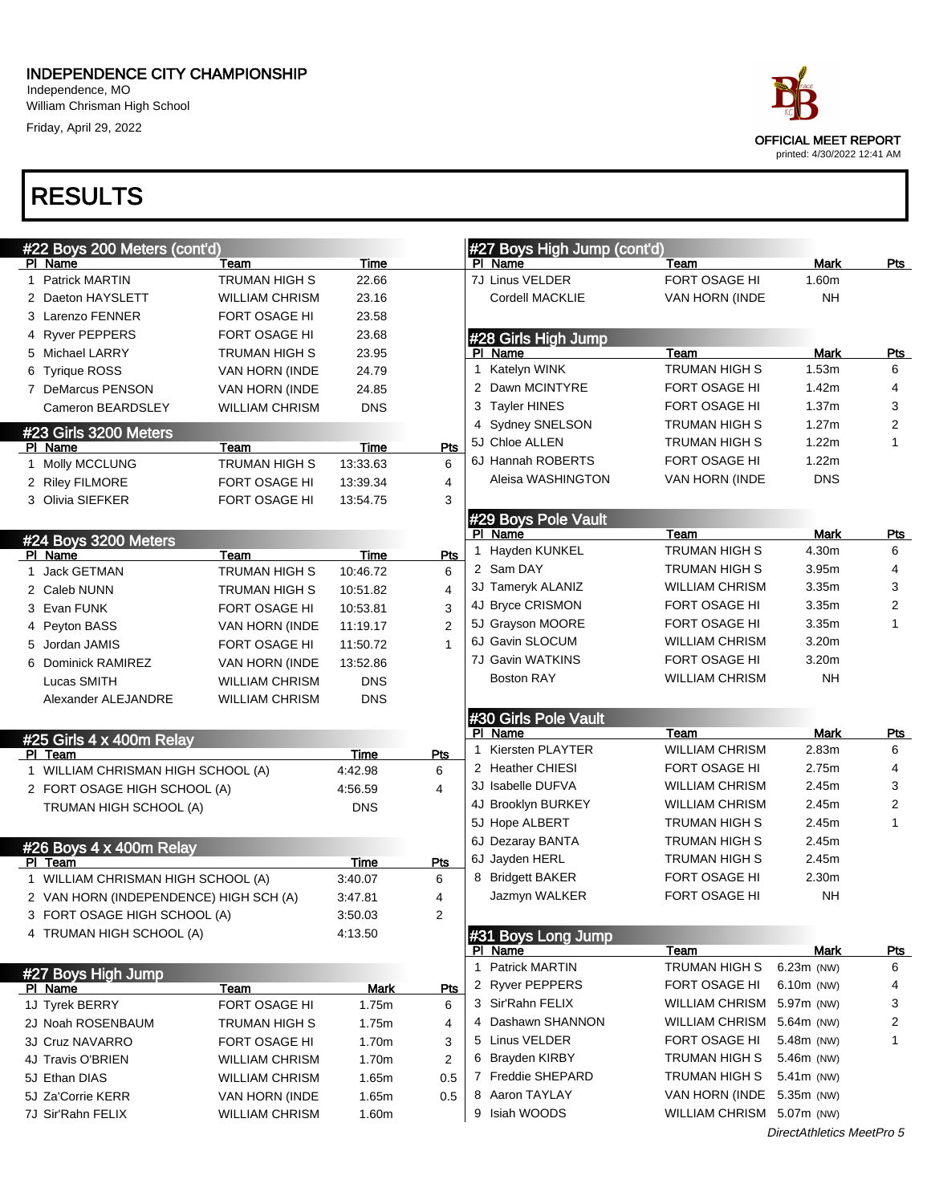# INDEPENDENCE CITY CHAMPIONSHIP

Independence, MO
William Chrisman High School
Friday, April 29, 2022

OFFICIAL MEET REPORT
printed: 4/30/2022 12:41 AM

## RESULTS

### #22 Boys 200 Meters (cont'd)

| Pl | Name | Team | Time |
|---|---|---|---|
| 1 | Patrick MARTIN | TRUMAN HIGH S | 22.66 |
| 2 | Daeton HAYSLETT | WILLIAM CHRISM | 23.16 |
| 3 | Larenzo FENNER | FORT OSAGE HI | 23.58 |
| 4 | Ryver PEPPERS | FORT OSAGE HI | 23.68 |
| 5 | Michael LARRY | TRUMAN HIGH S | 23.95 |
| 6 | Tyrique ROSS | VAN HORN (INDE | 24.79 |
| 7 | DeMarcus PENSON | VAN HORN (INDE | 24.85 |
| | Cameron BEARDSLEY | WILLIAM CHRISM | DNS |

### #23 Girls 3200 Meters

| Pl | Name | Team | Time | Pts |
|---|---|---|---|---|
| 1 | Molly MCCLUNG | TRUMAN HIGH S | 13:33.63 | 6 |
| 2 | Riley FILMORE | FORT OSAGE HI | 13:39.34 | 4 |
| 3 | Olivia SIEFKER | FORT OSAGE HI | 13:54.75 | 3 |

### #24 Boys 3200 Meters

| Pl | Name | Team | Time | Pts |
|---|---|---|---|---|
| 1 | Jack GETMAN | TRUMAN HIGH S | 10:46.72 | 6 |
| 2 | Caleb NUNN | TRUMAN HIGH S | 10:51.82 | 4 |
| 3 | Evan FUNK | FORT OSAGE HI | 10:53.81 | 3 |
| 4 | Peyton BASS | VAN HORN (INDE | 11:19.17 | 2 |
| 5 | Jordan JAMIS | FORT OSAGE HI | 11:50.72 | 1 |
| 6 | Dominick RAMIREZ | VAN HORN (INDE | 13:52.86 | |
| | Lucas SMITH | WILLIAM CHRISM | DNS | |
| | Alexander ALEJANDRE | WILLIAM CHRISM | DNS | |

### #25 Girls 4 x 400m Relay

| Pl | Team | Time | Pts |
|---|---|---|---|
| 1 | WILLIAM CHRISMAN HIGH SCHOOL (A) | 4:42.98 | 6 |
| 2 | FORT OSAGE HIGH SCHOOL (A) | 4:56.59 | 4 |
| | TRUMAN HIGH SCHOOL (A) | DNS | |

### #26 Boys 4 x 400m Relay

| Pl | Team | Time | Pts |
|---|---|---|---|
| 1 | WILLIAM CHRISMAN HIGH SCHOOL (A) | 3:40.07 | 6 |
| 2 | VAN HORN (INDEPENDENCE) HIGH SCH (A) | 3:47.81 | 4 |
| 3 | FORT OSAGE HIGH SCHOOL (A) | 3:50.03 | 2 |
| 4 | TRUMAN HIGH SCHOOL (A) | 4:13.50 | |

### #27 Boys High Jump

| Pl | Name | Team | Mark | Pts |
|---|---|---|---|---|
| 1J | Tyrek BERRY | FORT OSAGE HI | 1.75m | 6 |
| 2J | Noah ROSENBAUM | TRUMAN HIGH S | 1.75m | 4 |
| 3J | Cruz NAVARRO | FORT OSAGE HI | 1.70m | 3 |
| 4J | Travis O'BRIEN | WILLIAM CHRISM | 1.70m | 2 |
| 5J | Ethan DIAS | WILLIAM CHRISM | 1.65m | 0.5 |
| 5J | Za'Corrie KERR | VAN HORN (INDE | 1.65m | 0.5 |
| 7J | Sir'Rahn FELIX | WILLIAM CHRISM | 1.60m | |
| 7J | Linus VELDER | FORT OSAGE HI | 1.60m | |
| | Cordell MACKLIE | VAN HORN (INDE | NH | |

### #28 Girls High Jump

| Pl | Name | Team | Mark | Pts |
|---|---|---|---|---|
| 1 | Katelyn WINK | TRUMAN HIGH S | 1.53m | 6 |
| 2 | Dawn MCINTYRE | FORT OSAGE HI | 1.42m | 4 |
| 3 | Tayler HINES | FORT OSAGE HI | 1.37m | 3 |
| 4 | Sydney SNELSON | TRUMAN HIGH S | 1.27m | 2 |
| 5J | Chloe ALLEN | TRUMAN HIGH S | 1.22m | 1 |
| 6J | Hannah ROBERTS | FORT OSAGE HI | 1.22m | |
| | Aleisa WASHINGTON | VAN HORN (INDE | DNS | |

### #29 Boys Pole Vault

| Pl | Name | Team | Mark | Pts |
|---|---|---|---|---|
| 1 | Hayden KUNKEL | TRUMAN HIGH S | 4.30m | 6 |
| 2 | Sam DAY | TRUMAN HIGH S | 3.95m | 4 |
| 3J | Tameryk ALANIZ | WILLIAM CHRISM | 3.35m | 3 |
| 4J | Bryce CRISMON | FORT OSAGE HI | 3.35m | 2 |
| 5J | Grayson MOORE | FORT OSAGE HI | 3.35m | 1 |
| 6J | Gavin SLOCUM | WILLIAM CHRISM | 3.20m | |
| 7J | Gavin WATKINS | FORT OSAGE HI | 3.20m | |
| | Boston RAY | WILLIAM CHRISM | NH | |

### #30 Girls Pole Vault

| Pl | Name | Team | Mark | Pts |
|---|---|---|---|---|
| 1 | Kiersten PLAYTER | WILLIAM CHRISM | 2.83m | 6 |
| 2 | Heather CHIESI | FORT OSAGE HI | 2.75m | 4 |
| 3J | Isabelle DUFVA | WILLIAM CHRISM | 2.45m | 3 |
| 4J | Brooklyn BURKEY | WILLIAM CHRISM | 2.45m | 2 |
| 5J | Hope ALBERT | TRUMAN HIGH S | 2.45m | 1 |
| 6J | Dezaray BANTA | TRUMAN HIGH S | 2.45m | |
| 6J | Jayden HERL | TRUMAN HIGH S | 2.45m | |
| 8 | Bridgett BAKER | FORT OSAGE HI | 2.30m | |
| | Jazmyn WALKER | FORT OSAGE HI | NH | |

### #31 Boys Long Jump

| Pl | Name | Team | Mark | Pts |
|---|---|---|---|---|
| 1 | Patrick MARTIN | TRUMAN HIGH S | 6.23m (NW) | 6 |
| 2 | Ryver PEPPERS | FORT OSAGE HI | 6.10m (NW) | 4 |
| 3 | Sir'Rahn FELIX | WILLIAM CHRISM | 5.97m (NW) | 3 |
| 4 | Dashawn SHANNON | WILLIAM CHRISM | 5.64m (NW) | 2 |
| 5 | Linus VELDER | FORT OSAGE HI | 5.48m (NW) | 1 |
| 6 | Brayden KIRBY | TRUMAN HIGH S | 5.46m (NW) | |
| 7 | Freddie SHEPARD | TRUMAN HIGH S | 5.41m (NW) | |
| 8 | Aaron TAYLAY | VAN HORN (INDE | 5.35m (NW) | |
| 9 | Isiah WOODS | WILLIAM CHRISM | 5.07m (NW) | |

*DirectAthletics MeetPro 5*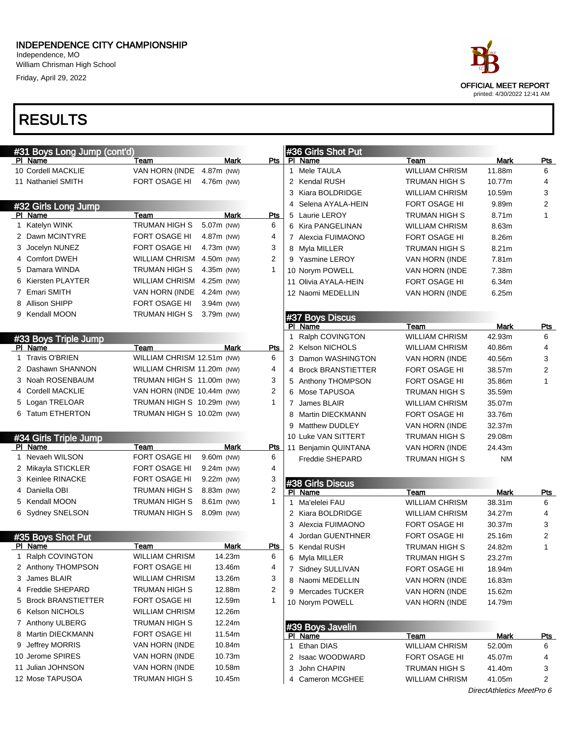# INDEPENDENCE CITY CHAMPIONSHIP

Independence, MO
William Chrisman High School
Friday, April 29, 2022

OFFICIAL MEET REPORT
printed: 4/30/2022 12:41 AM

## RESULTS

### #31 Boys Long Jump (cont'd)

| Pl | Name | Team | Mark | Pts |
|---|---|---|---|---|
| 10 | Cordell MACKLIE | VAN HORN (INDE | 4.87m (NW) | |
| 11 | Nathaniel SMITH | FORT OSAGE HI | 4.76m (NW) | |

### #32 Girls Long Jump

| Pl | Name | Team | Mark | Pts |
|---|---|---|---|---|
| 1 | Katelyn WINK | TRUMAN HIGH S | 5.07m (NW) | 6 |
| 2 | Dawn MCINTYRE | FORT OSAGE HI | 4.87m (NW) | 4 |
| 3 | Jocelyn NUNEZ | FORT OSAGE HI | 4.73m (NW) | 3 |
| 4 | Comfort DWEH | WILLIAM CHRISM | 4.50m (NW) | 2 |
| 5 | Damara WINDA | TRUMAN HIGH S | 4.35m (NW) | 1 |
| 6 | Kiersten PLAYTER | WILLIAM CHRISM | 4.25m (NW) | |
| 7 | Emari SMITH | VAN HORN (INDE | 4.24m (NW) | |
| 8 | Allison SHIPP | FORT OSAGE HI | 3.94m (NW) | |
| 9 | Kendall MOON | TRUMAN HIGH S | 3.79m (NW) | |

### #33 Boys Triple Jump

| Pl | Name | Team | Mark | Pts |
|---|---|---|---|---|
| 1 | Travis O'BRIEN | WILLIAM CHRISM | 12.51m (NW) | 6 |
| 2 | Dashawn SHANNON | WILLIAM CHRISM | 11.20m (NW) | 4 |
| 3 | Noah ROSENBAUM | TRUMAN HIGH S | 11.00m (NW) | 3 |
| 4 | Cordell MACKLIE | VAN HORN (INDE | 10.44m (NW) | 2 |
| 5 | Logan TRELOAR | TRUMAN HIGH S | 10.29m (NW) | 1 |
| 6 | Tatum ETHERTON | TRUMAN HIGH S | 10.02m (NW) | |

### #34 Girls Triple Jump

| Pl | Name | Team | Mark | Pts |
|---|---|---|---|---|
| 1 | Nevaeh WILSON | FORT OSAGE HI | 9.60m (NW) | 6 |
| 2 | Mikayla STICKLER | FORT OSAGE HI | 9.24m (NW) | 4 |
| 3 | Keinlee RINACKE | FORT OSAGE HI | 9.22m (NW) | 3 |
| 4 | Daniella OBI | TRUMAN HIGH S | 8.83m (NW) | 2 |
| 5 | Kendall MOON | TRUMAN HIGH S | 8.61m (NW) | 1 |
| 6 | Sydney SNELSON | TRUMAN HIGH S | 8.09m (NW) | |

### #35 Boys Shot Put

| Pl | Name | Team | Mark | Pts |
|---|---|---|---|---|
| 1 | Ralph COVINGTON | WILLIAM CHRISM | 14.23m | 6 |
| 2 | Anthony THOMPSON | FORT OSAGE HI | 13.46m | 4 |
| 3 | James BLAIR | WILLIAM CHRISM | 13.26m | 3 |
| 4 | Freddie SHEPARD | TRUMAN HIGH S | 12.88m | 2 |
| 5 | Brock BRANSTIETTER | FORT OSAGE HI | 12.59m | 1 |
| 6 | Kelson NICHOLS | WILLIAM CHRISM | 12.26m | |
| 7 | Anthony ULBERG | TRUMAN HIGH S | 12.24m | |
| 8 | Martin DIECKMANN | FORT OSAGE HI | 11.54m | |
| 9 | Jeffrey MORRIS | VAN HORN (INDE | 10.84m | |
| 10 | Jerome SPIRES | VAN HORN (INDE | 10.73m | |
| 11 | Julian JOHNSON | VAN HORN (INDE | 10.58m | |
| 12 | Mose TAPUSOA | TRUMAN HIGH S | 10.45m | |

### #36 Girls Shot Put

| Pl | Name | Team | Mark | Pts |
|---|---|---|---|---|
| 1 | Mele TAULA | WILLIAM CHRISM | 11.88m | 6 |
| 2 | Kendal RUSH | TRUMAN HIGH S | 10.77m | 4 |
| 3 | Kiara BOLDRIDGE | WILLIAM CHRISM | 10.59m | 3 |
| 4 | Selena AYALA-HEIN | FORT OSAGE HI | 9.89m | 2 |
| 5 | Laurie LEROY | TRUMAN HIGH S | 8.71m | 1 |
| 6 | Kira PANGELINAN | WILLIAM CHRISM | 8.63m | |
| 7 | Alexcia FUIMAONO | FORT OSAGE HI | 8.26m | |
| 8 | Myla MILLER | TRUMAN HIGH S | 8.21m | |
| 9 | Yasmine LEROY | VAN HORN (INDE | 7.81m | |
| 10 | Norym POWELL | VAN HORN (INDE | 7.38m | |
| 11 | Olivia AYALA-HEIN | FORT OSAGE HI | 6.34m | |
| 12 | Naomi MEDELLIN | VAN HORN (INDE | 6.25m | |

### #37 Boys Discus

| Pl | Name | Team | Mark | Pts |
|---|---|---|---|---|
| 1 | Ralph COVINGTON | WILLIAM CHRISM | 42.93m | 6 |
| 2 | Kelson NICHOLS | WILLIAM CHRISM | 40.86m | 4 |
| 3 | Damon WASHINGTON | VAN HORN (INDE | 40.56m | 3 |
| 4 | Brock BRANSTIETTER | FORT OSAGE HI | 38.57m | 2 |
| 5 | Anthony THOMPSON | FORT OSAGE HI | 35.86m | 1 |
| 6 | Mose TAPUSOA | TRUMAN HIGH S | 35.59m | |
| 7 | James BLAIR | WILLIAM CHRISM | 35.07m | |
| 8 | Martin DIECKMANN | FORT OSAGE HI | 33.76m | |
| 9 | Matthew DUDLEY | VAN HORN (INDE | 32.37m | |
| 10 | Luke VAN SITTERT | TRUMAN HIGH S | 29.08m | |
| 11 | Benjamin QUINTANA | VAN HORN (INDE | 24.43m | |
| | Freddie SHEPARD | TRUMAN HIGH S | NM | |

### #38 Girls Discus

| Pl | Name | Team | Mark | Pts |
|---|---|---|---|---|
| 1 | Ma'elelei FAU | WILLIAM CHRISM | 38.31m | 6 |
| 2 | Kiara BOLDRIDGE | WILLIAM CHRISM | 34.27m | 4 |
| 3 | Alexcia FUIMAONO | FORT OSAGE HI | 30.37m | 3 |
| 4 | Jordan GUENTHNER | FORT OSAGE HI | 25.16m | 2 |
| 5 | Kendal RUSH | TRUMAN HIGH S | 24.82m | 1 |
| 6 | Myla MILLER | TRUMAN HIGH S | 23.27m | |
| 7 | Sidney SULLIVAN | FORT OSAGE HI | 18.94m | |
| 8 | Naomi MEDELLIN | VAN HORN (INDE | 16.83m | |
| 9 | Mercades TUCKER | VAN HORN (INDE | 15.62m | |
| 10 | Norym POWELL | VAN HORN (INDE | 14.79m | |

### #39 Boys Javelin

| Pl | Name | Team | Mark | Pts |
|---|---|---|---|---|
| 1 | Ethan DIAS | WILLIAM CHRISM | 52.00m | 6 |
| 2 | Isaac WOODWARD | FORT OSAGE HI | 45.07m | 4 |
| 3 | John CHAPIN | TRUMAN HIGH S | 41.40m | 3 |
| 4 | Cameron MCGHEE | WILLIAM CHRISM | 41.05m | 2 |

*DirectAthletics MeetPro 6*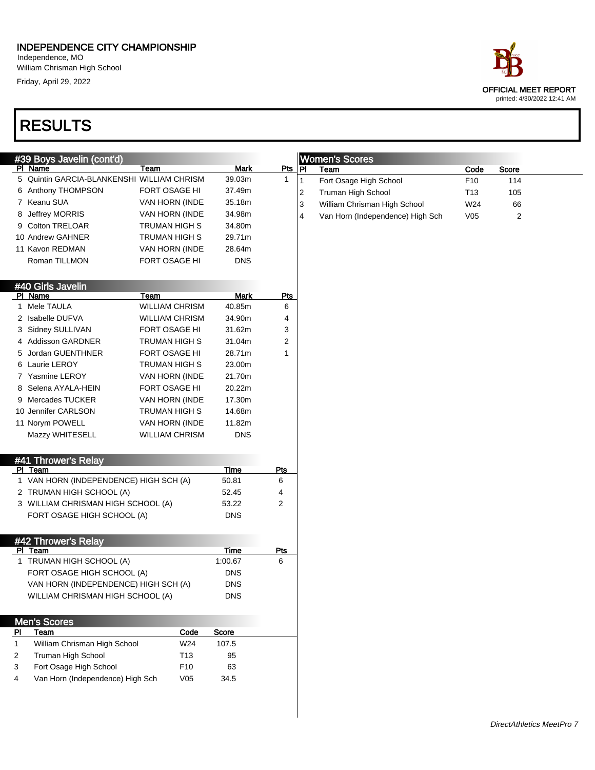# INDEPENDENCE CITY CHAMPIONSHIP

Independence, MO
William Chrisman High School
Friday, April 29, 2022

OFFICIAL MEET REPORT
printed: 4/30/2022 12:41 AM

# RESULTS

## #39 Boys Javelin (cont'd)

| Pl | Name | Team | Mark | Pts |
|---|---|---|---|---|
| 5 | Quintin GARCIA-BLANKENSHI | WILLIAM CHRISM | 39.03m | 1 |
| 6 | Anthony THOMPSON | FORT OSAGE HI | 37.49m | |
| 7 | Keanu SUA | VAN HORN (INDE | 35.18m | |
| 8 | Jeffrey MORRIS | VAN HORN (INDE | 34.98m | |
| 9 | Colton TRELOAR | TRUMAN HIGH S | 34.80m | |
| 10 | Andrew GAHNER | TRUMAN HIGH S | 29.71m | |
| 11 | Kavon REDMAN | VAN HORN (INDE | 28.64m | |
| | Roman TILLMON | FORT OSAGE HI | DNS | |

## #40 Girls Javelin

| Pl | Name | Team | Mark | Pts |
|---|---|---|---|---|
| 1 | Mele TAULA | WILLIAM CHRISM | 40.85m | 6 |
| 2 | Isabelle DUFVA | WILLIAM CHRISM | 34.90m | 4 |
| 3 | Sidney SULLIVAN | FORT OSAGE HI | 31.62m | 3 |
| 4 | Addisson GARDNER | TRUMAN HIGH S | 31.04m | 2 |
| 5 | Jordan GUENTHNER | FORT OSAGE HI | 28.71m | 1 |
| 6 | Laurie LEROY | TRUMAN HIGH S | 23.00m | |
| 7 | Yasmine LEROY | VAN HORN (INDE | 21.70m | |
| 8 | Selena AYALA-HEIN | FORT OSAGE HI | 20.22m | |
| 9 | Mercades TUCKER | VAN HORN (INDE | 17.30m | |
| 10 | Jennifer CARLSON | TRUMAN HIGH S | 14.68m | |
| 11 | Norym POWELL | VAN HORN (INDE | 11.82m | |
| | Mazzy WHITESELL | WILLIAM CHRISM | DNS | |

## #41 Thrower's Relay

| Pl | Team | Time | Pts |
|---|---|---|---|
| 1 | VAN HORN (INDEPENDENCE) HIGH SCH (A) | 50.81 | 6 |
| 2 | TRUMAN HIGH SCHOOL (A) | 52.45 | 4 |
| 3 | WILLIAM CHRISMAN HIGH SCHOOL (A) | 53.22 | 2 |
| | FORT OSAGE HIGH SCHOOL (A) | DNS | |

## #42 Thrower's Relay

| Pl | Team | Time | Pts |
|---|---|---|---|
| 1 | TRUMAN HIGH SCHOOL (A) | 1:00.67 | 6 |
| | FORT OSAGE HIGH SCHOOL (A) | DNS | |
| | VAN HORN (INDEPENDENCE) HIGH SCH (A) | DNS | |
| | WILLIAM CHRISMAN HIGH SCHOOL (A) | DNS | |

## Men's Scores

| Pl | Team | Code | Score |
|---|---|---|---|
| 1 | William Chrisman High School | W24 | 107.5 |
| 2 | Truman High School | T13 | 95 |
| 3 | Fort Osage High School | F10 | 63 |
| 4 | Van Horn (Independence) High Sch | V05 | 34.5 |

## Women's Scores

| Pl | Team | Code | Score |
|---|---|---|---|
| 1 | Fort Osage High School | F10 | 114 |
| 2 | Truman High School | T13 | 105 |
| 3 | William Chrisman High School | W24 | 66 |
| 4 | Van Horn (Independence) High Sch | V05 | 2 |

*DirectAthletics MeetPro 7*